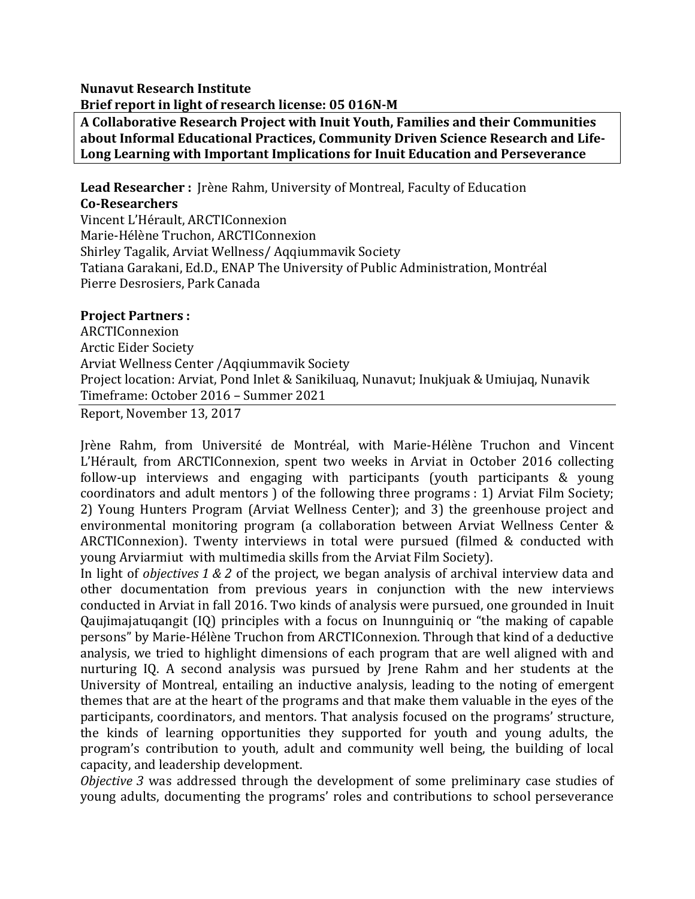**Nunavut Research Institute**
**Brief report in light of research license: 05 016N-M**

**A Collaborative Research Project with Inuit Youth, Families and their Communities about Informal Educational Practices, Community Driven Science Research and Life-Long Learning with Important Implications for Inuit Education and Perseverance**

**Lead Researcher :** Jrène Rahm, University of Montreal, Faculty of Education
**Co-Researchers**
Vincent L'Hérault, ARCTIConnexion
Marie-Hélène Truchon, ARCTIConnexion
Shirley Tagalik, Arviat Wellness/ Aqqiummavik Society
Tatiana Garakani, Ed.D., ENAP The University of Public Administration, Montréal
Pierre Desrosiers, Park Canada

**Project Partners :**
ARCTIConnexion
Arctic Eider Society
Arviat Wellness Center /Aqqiummavik Society
Project location: Arviat, Pond Inlet & Sanikiluaq, Nunavut; Inukjuak & Umiujaq, Nunavik
Timeframe: October 2016 – Summer 2021

Report, November 13, 2017

Jrène Rahm, from Université de Montréal, with Marie-Hélène Truchon and Vincent L'Hérault, from ARCTIConnexion, spent two weeks in Arviat in October 2016 collecting follow-up interviews and engaging with participants (youth participants & young coordinators and adult mentors ) of the following three programs : 1) Arviat Film Society; 2) Young Hunters Program (Arviat Wellness Center); and 3) the greenhouse project and environmental monitoring program (a collaboration between Arviat Wellness Center & ARCTIConnexion). Twenty interviews in total were pursued (filmed & conducted with young Arviarmiut with multimedia skills from the Arviat Film Society).

In light of *objectives 1 & 2* of the project, we began analysis of archival interview data and other documentation from previous years in conjunction with the new interviews conducted in Arviat in fall 2016. Two kinds of analysis were pursued, one grounded in Inuit Qaujimajatuqangit (IQ) principles with a focus on Inunnguiniq or "the making of capable persons" by Marie-Hélène Truchon from ARCTIConnexion. Through that kind of a deductive analysis, we tried to highlight dimensions of each program that are well aligned with and nurturing IQ. A second analysis was pursued by Jrene Rahm and her students at the University of Montreal, entailing an inductive analysis, leading to the noting of emergent themes that are at the heart of the programs and that make them valuable in the eyes of the participants, coordinators, and mentors. That analysis focused on the programs' structure, the kinds of learning opportunities they supported for youth and young adults, the program's contribution to youth, adult and community well being, the building of local capacity, and leadership development.

*Objective 3* was addressed through the development of some preliminary case studies of young adults, documenting the programs' roles and contributions to school perseverance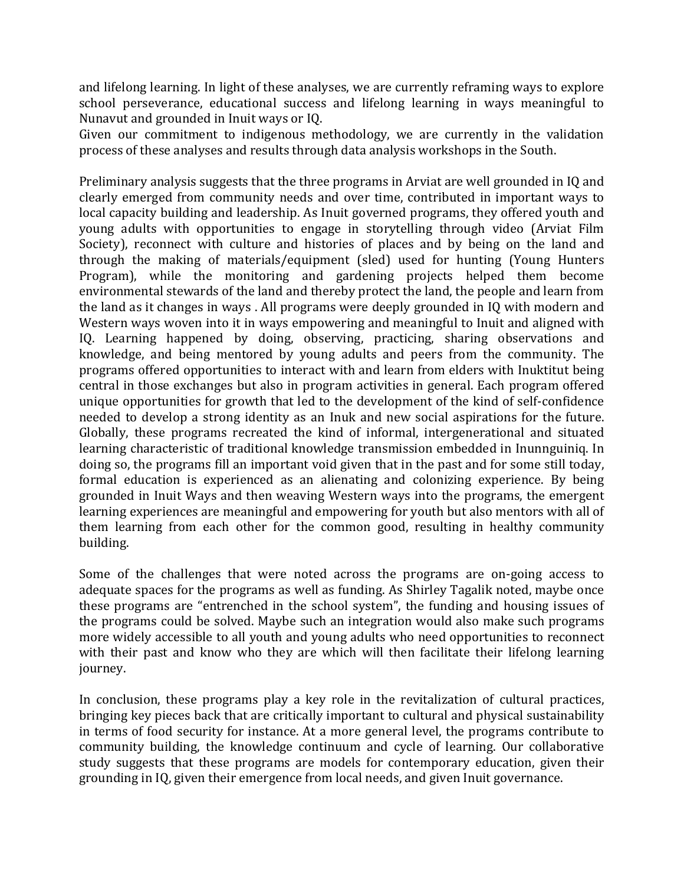and lifelong learning. In light of these analyses, we are currently reframing ways to explore school perseverance, educational success and lifelong learning in ways meaningful to Nunavut and grounded in Inuit ways or IQ.

Given our commitment to indigenous methodology, we are currently in the validation process of these analyses and results through data analysis workshops in the South.

Preliminary analysis suggests that the three programs in Arviat are well grounded in IQ and clearly emerged from community needs and over time, contributed in important ways to local capacity building and leadership. As Inuit governed programs, they offered youth and young adults with opportunities to engage in storytelling through video (Arviat Film Society), reconnect with culture and histories of places and by being on the land and through the making of materials/equipment (sled) used for hunting (Young Hunters Program), while the monitoring and gardening projects helped them become environmental stewards of the land and thereby protect the land, the people and learn from the land as it changes in ways . All programs were deeply grounded in IQ with modern and Western ways woven into it in ways empowering and meaningful to Inuit and aligned with IQ. Learning happened by doing, observing, practicing, sharing observations and knowledge, and being mentored by young adults and peers from the community. The programs offered opportunities to interact with and learn from elders with Inuktitut being central in those exchanges but also in program activities in general. Each program offered unique opportunities for growth that led to the development of the kind of self-confidence needed to develop a strong identity as an Inuk and new social aspirations for the future. Globally, these programs recreated the kind of informal, intergenerational and situated learning characteristic of traditional knowledge transmission embedded in Inunnguiniq. In doing so, the programs fill an important void given that in the past and for some still today, formal education is experienced as an alienating and colonizing experience. By being grounded in Inuit Ways and then weaving Western ways into the programs, the emergent learning experiences are meaningful and empowering for youth but also mentors with all of them learning from each other for the common good, resulting in healthy community building.

Some of the challenges that were noted across the programs are on-going access to adequate spaces for the programs as well as funding. As Shirley Tagalik noted, maybe once these programs are "entrenched in the school system", the funding and housing issues of the programs could be solved. Maybe such an integration would also make such programs more widely accessible to all youth and young adults who need opportunities to reconnect with their past and know who they are which will then facilitate their lifelong learning journey.

In conclusion, these programs play a key role in the revitalization of cultural practices, bringing key pieces back that are critically important to cultural and physical sustainability in terms of food security for instance. At a more general level, the programs contribute to community building, the knowledge continuum and cycle of learning. Our collaborative study suggests that these programs are models for contemporary education, given their grounding in IQ, given their emergence from local needs, and given Inuit governance.